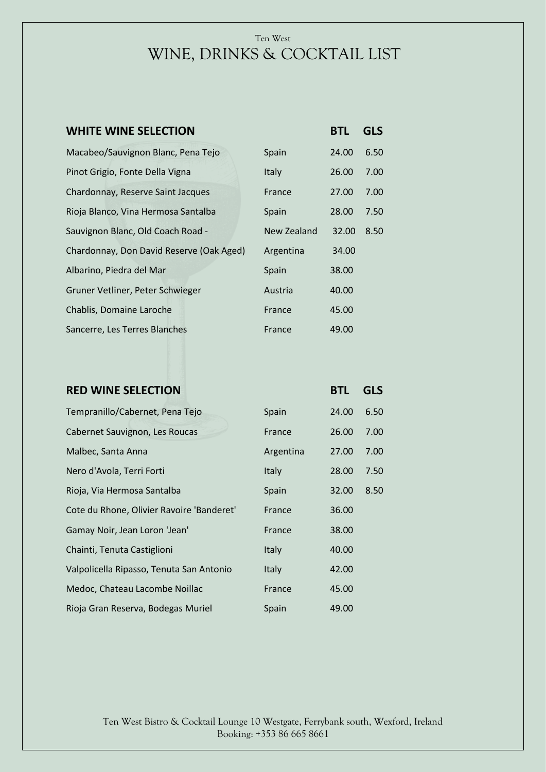Ten West

# WINE, DRINKS & COCKTAIL LIST

| WHITE WINE SELECTION | | BTL | GLS |
|---|---|---|---|
| Macabeo/Sauvignon Blanc, Pena Tejo | Spain | 24.00 | 6.50 |
| Pinot Grigio, Fonte Della Vigna | Italy | 26.00 | 7.00 |
| Chardonnay, Reserve Saint Jacques | France | 27.00 | 7.00 |
| Rioja Blanco, Vina Hermosa Santalba | Spain | 28.00 | 7.50 |
| Sauvignon Blanc, Old Coach Road - | New Zealand | 32.00 | 8.50 |
| Chardonnay, Don David Reserve (Oak Aged) | Argentina | 34.00 | |
| Albarino, Piedra del Mar | Spain | 38.00 | |
| Gruner Vetliner, Peter Schwieger | Austria | 40.00 | |
| Chablis, Domaine Laroche | France | 45.00 | |
| Sancerre, Les Terres Blanches | France | 49.00 | |

| RED WINE SELECTION | | BTL | GLS |
|---|---|---|---|
| Tempranillo/Cabernet, Pena Tejo | Spain | 24.00 | 6.50 |
| Cabernet Sauvignon, Les Roucas | France | 26.00 | 7.00 |
| Malbec, Santa Anna | Argentina | 27.00 | 7.00 |
| Nero d'Avola, Terri Forti | Italy | 28.00 | 7.50 |
| Rioja, Via Hermosa Santalba | Spain | 32.00 | 8.50 |
| Cote du Rhone, Olivier Ravoire 'Banderet' | France | 36.00 | |
| Gamay Noir, Jean Loron 'Jean' | France | 38.00 | |
| Chainti, Tenuta Castiglioni | Italy | 40.00 | |
| Valpolicella Ripasso, Tenuta San Antonio | Italy | 42.00 | |
| Medoc, Chateau Lacombe Noillac | France | 45.00 | |
| Rioja Gran Reserva, Bodegas Muriel | Spain | 49.00 | |

Ten West Bistro & Cocktail Lounge 10 Westgate, Ferrybank south, Wexford, Ireland
Booking: +353 86 665 8661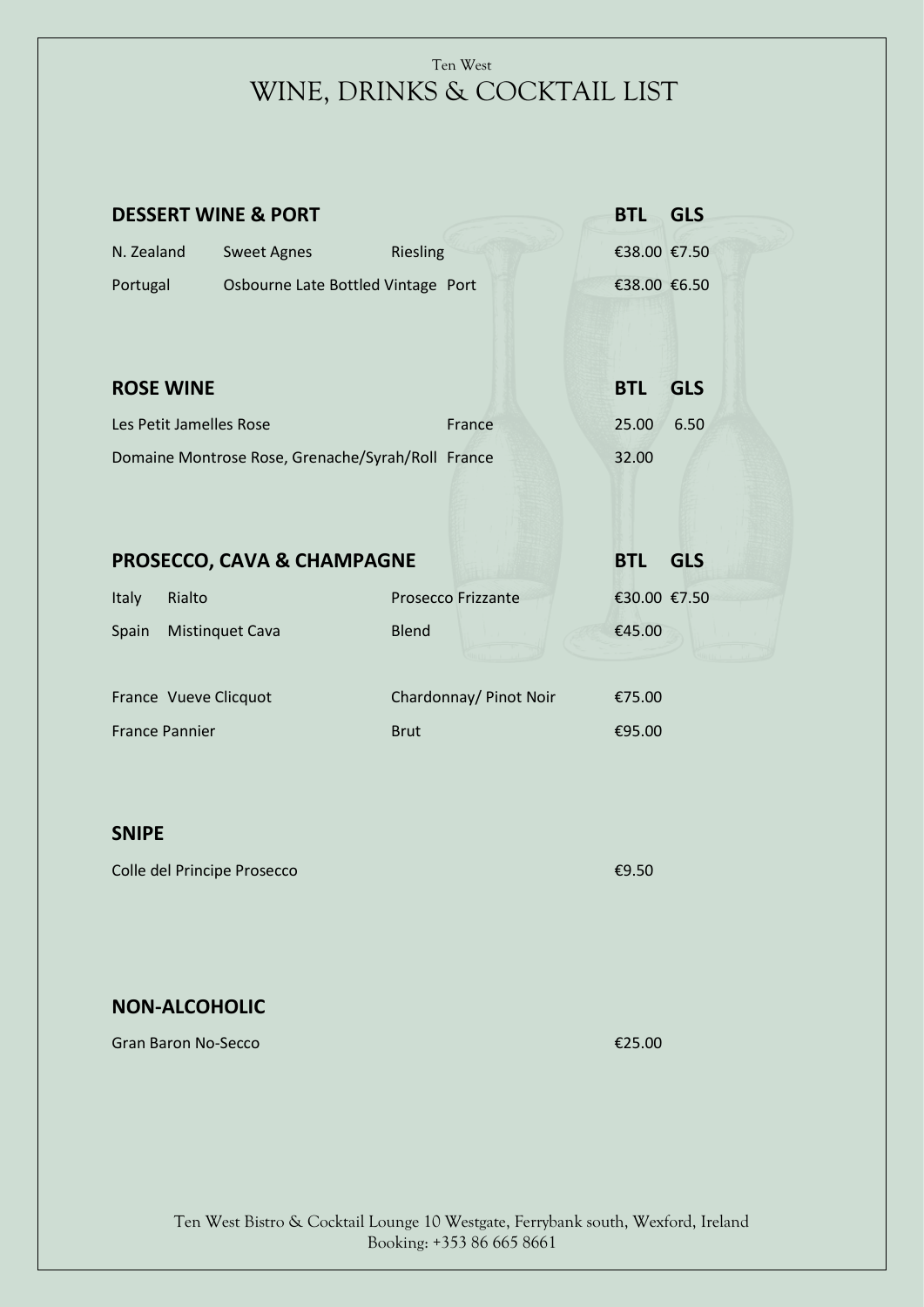Ten West

# WINE, DRINKS & COCKTAIL LIST

## DESSERT WINE & PORT

| | | | BTL | GLS |
|---|---|---|---|---|
| N. Zealand | Sweet Agnes | Riesling | €38.00 | €7.50 |
| Portugal | Osbourne Late Bottled Vintage | Port | €38.00 | €6.50 |

## ROSE WINE

| | | BTL | GLS |
|---|---|---|---|
| Les Petit Jamelles Rose | France | 25.00 | 6.50 |
| Domaine Montrose Rose, Grenache/Syrah/Roll | France | 32.00 | |

## PROSECCO, CAVA & CHAMPAGNE

| | | | BTL | GLS |
|---|---|---|---|---|
| Italy | Rialto | Prosecco Frizzante | €30.00 | €7.50 |
| Spain | Mistinquet Cava | Blend | €45.00 | |
| France | Vueve Clicquot | Chardonnay/ Pinot Noir | €75.00 | |
| France | Pannier | Brut | €95.00 | |

## SNIPE

Colle del Principe Prosecco €9.50

## NON-ALCOHOLIC

Gran Baron No-Secco €25.00

Ten West Bistro & Cocktail Lounge 10 Westgate, Ferrybank south, Wexford, Ireland
Booking: +353 86 665 8661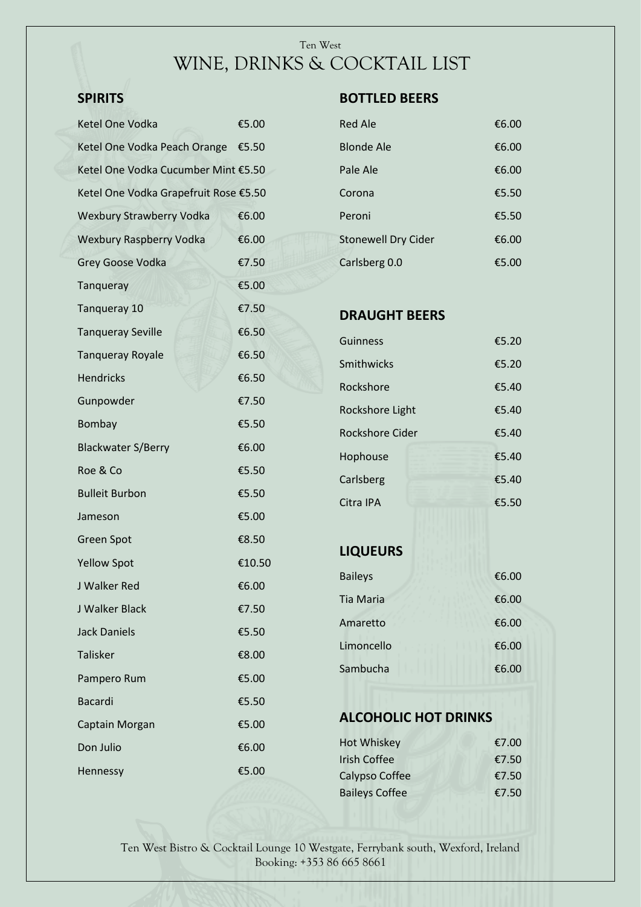Ten West

# WINE, DRINKS & COCKTAIL LIST

## SPIRITS

| | |
|---|---|
| Ketel One Vodka | €5.00 |
| Ketel One Vodka Peach Orange | €5.50 |
| Ketel One Vodka Cucumber Mint | €5.50 |
| Ketel One Vodka Grapefruit Rose | €5.50 |
| Wexbury Strawberry Vodka | €6.00 |
| Wexbury Raspberry Vodka | €6.00 |
| Grey Goose Vodka | €7.50 |
| Tanqueray | €5.00 |
| Tanqueray 10 | €7.50 |
| Tanqueray Seville | €6.50 |
| Tanqueray Royale | €6.50 |
| Hendricks | €6.50 |
| Gunpowder | €7.50 |
| Bombay | €5.50 |
| Blackwater S/Berry | €6.00 |
| Roe & Co | €5.50 |
| Bulleit Burbon | €5.50 |
| Jameson | €5.00 |
| Green Spot | €8.50 |
| Yellow Spot | €10.50 |
| J Walker Red | €6.00 |
| J Walker Black | €7.50 |
| Jack Daniels | €5.50 |
| Talisker | €8.00 |
| Pampero Rum | €5.00 |
| Bacardi | €5.50 |
| Captain Morgan | €5.00 |
| Don Julio | €6.00 |
| Hennessy | €5.00 |

## BOTTLED BEERS

| | |
|---|---|
| Red Ale | €6.00 |
| Blonde Ale | €6.00 |
| Pale Ale | €6.00 |
| Corona | €5.50 |
| Peroni | €5.50 |
| Stonewell Dry Cider | €6.00 |
| Carlsberg 0.0 | €5.00 |

## DRAUGHT BEERS

| | |
|---|---|
| Guinness | €5.20 |
| Smithwicks | €5.20 |
| Rockshore | €5.40 |
| Rockshore Light | €5.40 |
| Rockshore Cider | €5.40 |
| Hophouse | €5.40 |
| Carlsberg | €5.40 |
| Citra IPA | €5.50 |

## LIQUEURS

| | |
|---|---|
| Baileys | €6.00 |
| Tia Maria | €6.00 |
| Amaretto | €6.00 |
| Limoncello | €6.00 |
| Sambucha | €6.00 |

## ALCOHOLIC HOT DRINKS

| | |
|---|---|
| Hot Whiskey | €7.00 |
| Irish Coffee | €7.50 |
| Calypso Coffee | €7.50 |
| Baileys Coffee | €7.50 |

Ten West Bistro & Cocktail Lounge 10 Westgate, Ferrybank south, Wexford, Ireland
Booking: +353 86 665 8661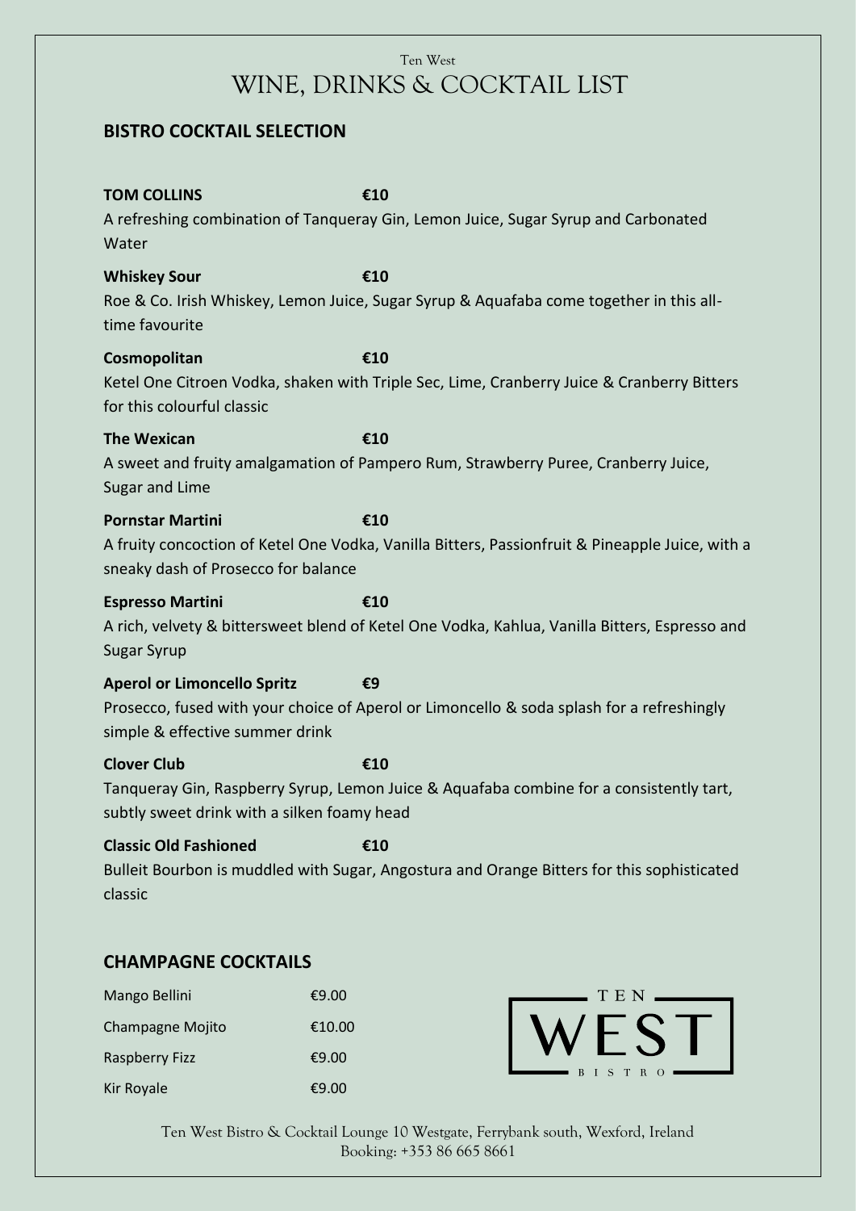Ten West

# WINE, DRINKS & COCKTAIL LIST

## BISTRO COCKTAIL SELECTION

**TOM COLLINS** **€10**

A refreshing combination of Tanqueray Gin, Lemon Juice, Sugar Syrup and Carbonated Water

**Whiskey Sour** **€10**

Roe & Co. Irish Whiskey, Lemon Juice, Sugar Syrup & Aquafaba come together in this all-time favourite

**Cosmopolitan** **€10**

Ketel One Citroen Vodka, shaken with Triple Sec, Lime, Cranberry Juice & Cranberry Bitters for this colourful classic

**The Wexican** **€10**

A sweet and fruity amalgamation of Pampero Rum, Strawberry Puree, Cranberry Juice, Sugar and Lime

**Pornstar Martini** **€10**

A fruity concoction of Ketel One Vodka, Vanilla Bitters, Passionfruit & Pineapple Juice, with a sneaky dash of Prosecco for balance

**Espresso Martini** **€10**

A rich, velvety & bittersweet blend of Ketel One Vodka, Kahlua, Vanilla Bitters, Espresso and Sugar Syrup

**Aperol or Limoncello Spritz** **€9**

Prosecco, fused with your choice of Aperol or Limoncello & soda splash for a refreshingly simple & effective summer drink

**Clover Club** **€10**

Tanqueray Gin, Raspberry Syrup, Lemon Juice & Aquafaba combine for a consistently tart, subtly sweet drink with a silken foamy head

**Classic Old Fashioned** **€10**

Bulleit Bourbon is muddled with Sugar, Angostura and Orange Bitters for this sophisticated classic

## CHAMPAGNE COCKTAILS

| | |
|---|---|
| Mango Bellini | €9.00 |
| Champagne Mojito | €10.00 |
| Raspberry Fizz | €9.00 |
| Kir Royale | €9.00 |

TEN WEST BISTRO

Ten West Bistro & Cocktail Lounge 10 Westgate, Ferrybank south, Wexford, Ireland
Booking: +353 86 665 8661